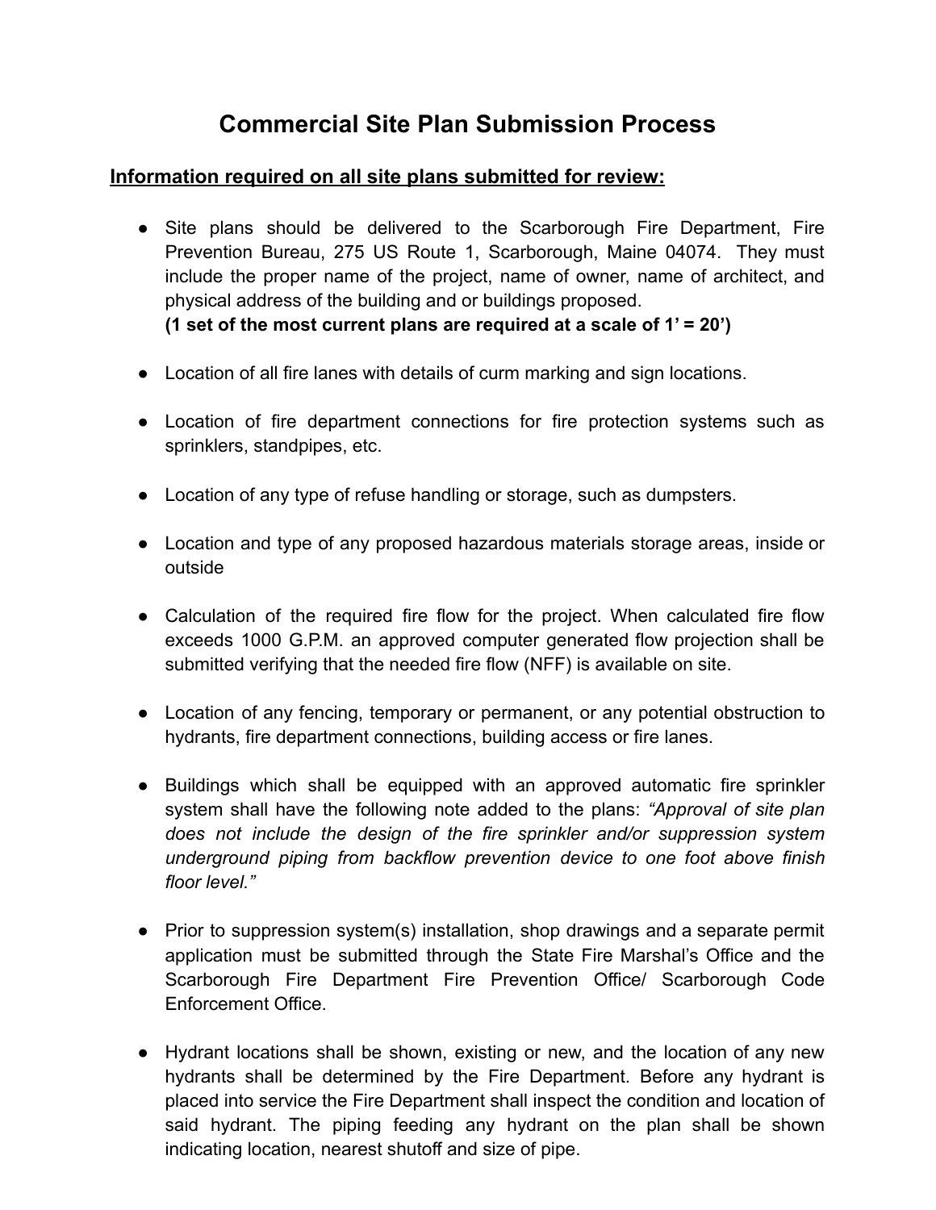# Commercial Site Plan Submission Process

## **Information required on all site plans submitted for review:**

- Site plans should be delivered to the Scarborough Fire Department, Fire Prevention Bureau, 275 US Route 1, Scarborough, Maine 04074. They must include the proper name of the project, name of owner, name of architect, and physical address of the building and or buildings proposed.
  **(1 set of the most current plans are required at a scale of 1' = 20')**

- Location of all fire lanes with details of curm marking and sign locations.

- Location of fire department connections for fire protection systems such as sprinklers, standpipes, etc.

- Location of any type of refuse handling or storage, such as dumpsters.

- Location and type of any proposed hazardous materials storage areas, inside or outside

- Calculation of the required fire flow for the project. When calculated fire flow exceeds 1000 G.P.M. an approved computer generated flow projection shall be submitted verifying that the needed fire flow (NFF) is available on site.

- Location of any fencing, temporary or permanent, or any potential obstruction to hydrants, fire department connections, building access or fire lanes.

- Buildings which shall be equipped with an approved automatic fire sprinkler system shall have the following note added to the plans: *"Approval of site plan does not include the design of the fire sprinkler and/or suppression system underground piping from backflow prevention device to one foot above finish floor level."*

- Prior to suppression system(s) installation, shop drawings and a separate permit application must be submitted through the State Fire Marshal's Office and the Scarborough Fire Department Fire Prevention Office/ Scarborough Code Enforcement Office.

- Hydrant locations shall be shown, existing or new, and the location of any new hydrants shall be determined by the Fire Department. Before any hydrant is placed into service the Fire Department shall inspect the condition and location of said hydrant. The piping feeding any hydrant on the plan shall be shown indicating location, nearest shutoff and size of pipe.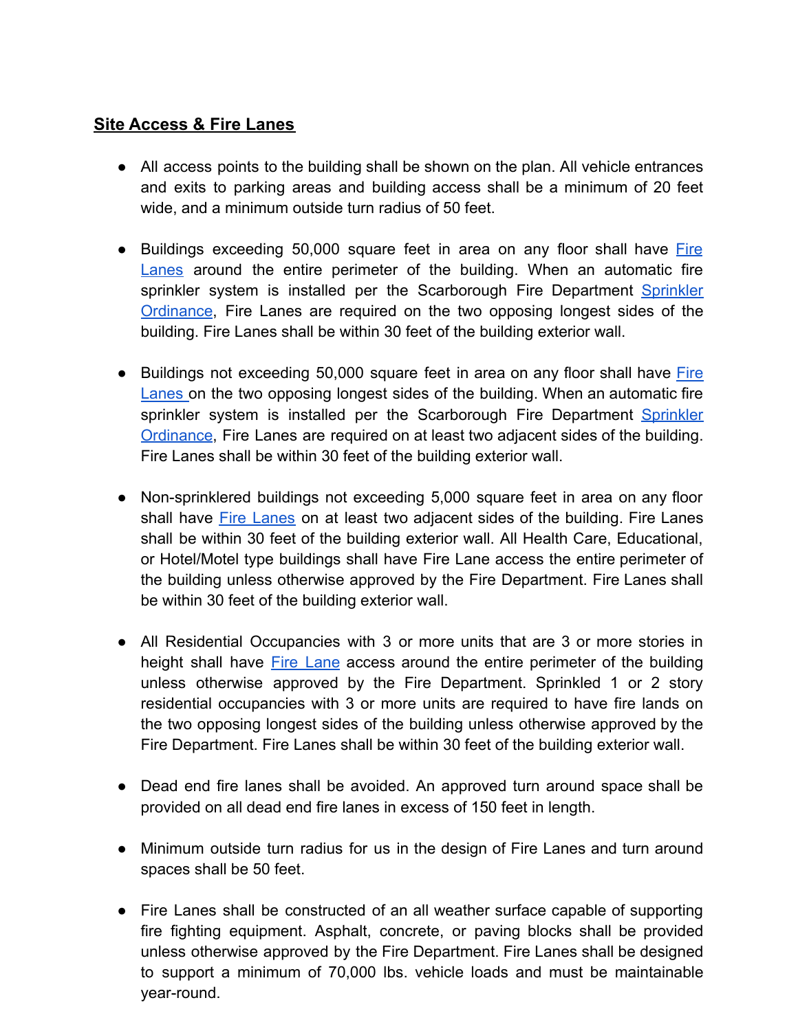**Site Access & Fire Lanes**

- All access points to the building shall be shown on the plan. All vehicle entrances and exits to parking areas and building access shall be a minimum of 20 feet wide, and a minimum outside turn radius of 50 feet.

- Buildings exceeding 50,000 square feet in area on any floor shall have Fire Lanes around the entire perimeter of the building. When an automatic fire sprinkler system is installed per the Scarborough Fire Department Sprinkler Ordinance, Fire Lanes are required on the two opposing longest sides of the building. Fire Lanes shall be within 30 feet of the building exterior wall.

- Buildings not exceeding 50,000 square feet in area on any floor shall have Fire Lanes on the two opposing longest sides of the building. When an automatic fire sprinkler system is installed per the Scarborough Fire Department Sprinkler Ordinance, Fire Lanes are required on at least two adjacent sides of the building. Fire Lanes shall be within 30 feet of the building exterior wall.

- Non-sprinklered buildings not exceeding 5,000 square feet in area on any floor shall have Fire Lanes on at least two adjacent sides of the building. Fire Lanes shall be within 30 feet of the building exterior wall. All Health Care, Educational, or Hotel/Motel type buildings shall have Fire Lane access the entire perimeter of the building unless otherwise approved by the Fire Department. Fire Lanes shall be within 30 feet of the building exterior wall.

- All Residential Occupancies with 3 or more units that are 3 or more stories in height shall have Fire Lane access around the entire perimeter of the building unless otherwise approved by the Fire Department. Sprinkled 1 or 2 story residential occupancies with 3 or more units are required to have fire lands on the two opposing longest sides of the building unless otherwise approved by the Fire Department. Fire Lanes shall be within 30 feet of the building exterior wall.

- Dead end fire lanes shall be avoided. An approved turn around space shall be provided on all dead end fire lanes in excess of 150 feet in length.

- Minimum outside turn radius for us in the design of Fire Lanes and turn around spaces shall be 50 feet.

- Fire Lanes shall be constructed of an all weather surface capable of supporting fire fighting equipment. Asphalt, concrete, or paving blocks shall be provided unless otherwise approved by the Fire Department. Fire Lanes shall be designed to support a minimum of 70,000 lbs. vehicle loads and must be maintainable year-round.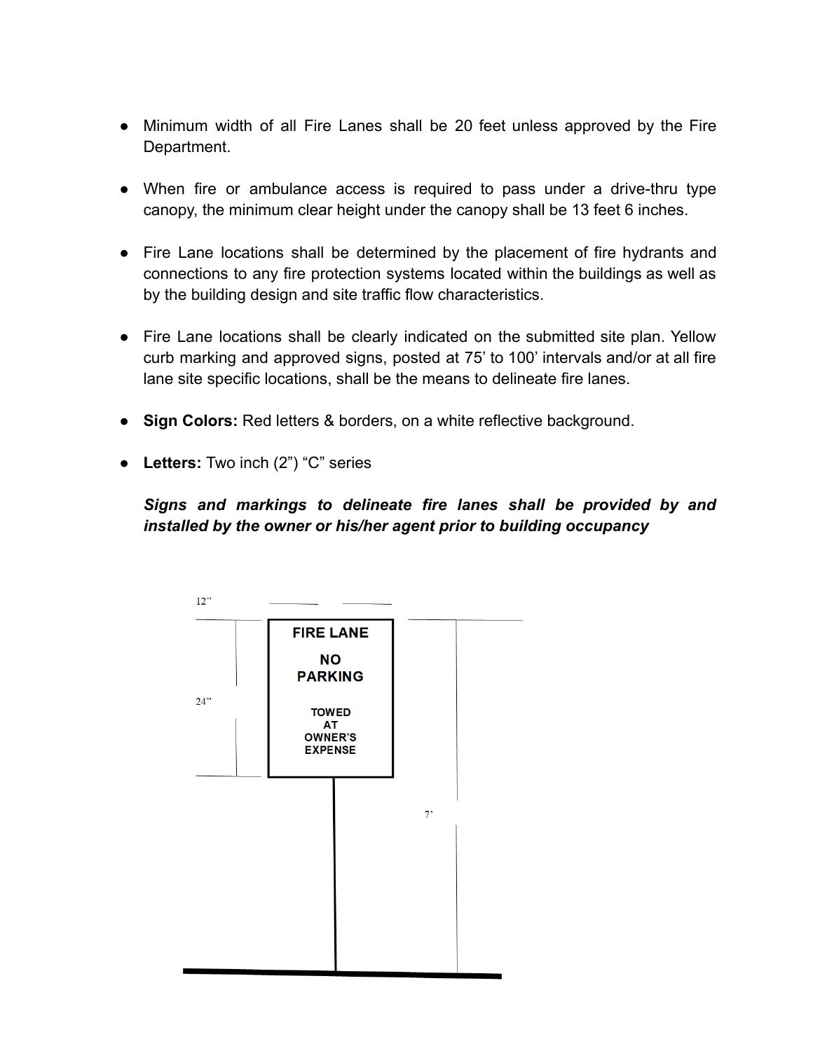- Minimum width of all Fire Lanes shall be 20 feet unless approved by the Fire Department.

- When fire or ambulance access is required to pass under a drive-thru type canopy, the minimum clear height under the canopy shall be 13 feet 6 inches.

- Fire Lane locations shall be determined by the placement of fire hydrants and connections to any fire protection systems located within the buildings as well as by the building design and site traffic flow characteristics.

- Fire Lane locations shall be clearly indicated on the submitted site plan. Yellow curb marking and approved signs, posted at 75' to 100' intervals and/or at all fire lane site specific locations, shall be the means to delineate fire lanes.

- **Sign Colors:** Red letters & borders, on a white reflective background.

- **Letters:** Two inch (2") "C" series

***Signs and markings to delineate fire lanes shall be provided by and installed by the owner or his/her agent prior to building occupancy***

12"

FIRE LANE

NO PARKING

TOWED AT OWNER'S EXPENSE

24"

7'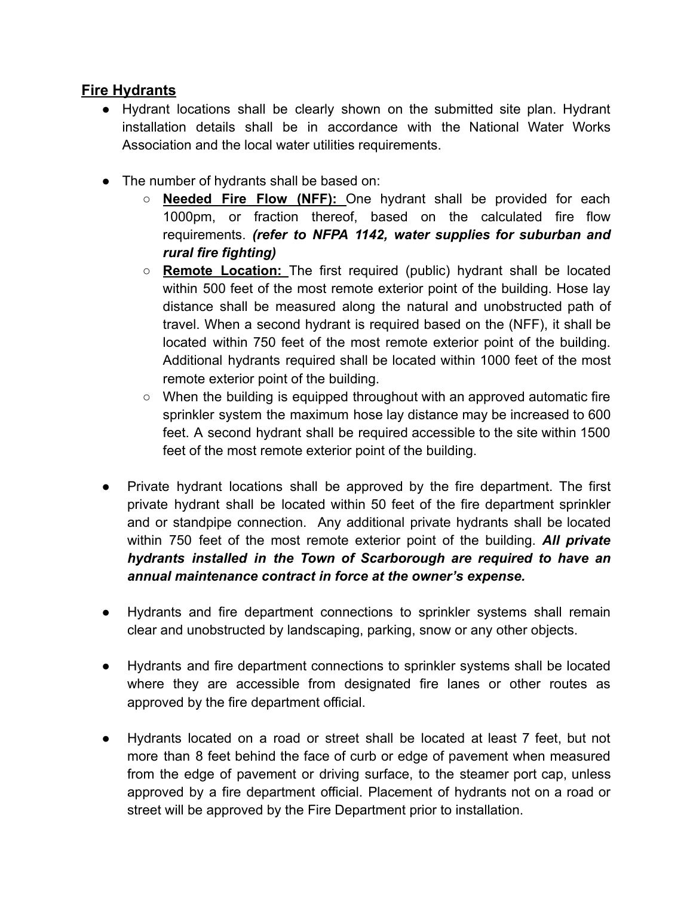## <u>Fire Hydrants</u>

- Hydrant locations shall be clearly shown on the submitted site plan. Hydrant installation details shall be in accordance with the National Water Works Association and the local water utilities requirements.

- The number of hydrants shall be based on:
  - **<u>Needed Fire Flow (NFF):</u>** One hydrant shall be provided for each 1000pm, or fraction thereof, based on the calculated fire flow requirements. ***(refer to NFPA 1142, water supplies for suburban and rural fire fighting)***
  - **<u>Remote Location:</u>** The first required (public) hydrant shall be located within 500 feet of the most remote exterior point of the building. Hose lay distance shall be measured along the natural and unobstructed path of travel. When a second hydrant is required based on the (NFF), it shall be located within 750 feet of the most remote exterior point of the building. Additional hydrants required shall be located within 1000 feet of the most remote exterior point of the building.
  - When the building is equipped throughout with an approved automatic fire sprinkler system the maximum hose lay distance may be increased to 600 feet. A second hydrant shall be required accessible to the site within 1500 feet of the most remote exterior point of the building.

- Private hydrant locations shall be approved by the fire department. The first private hydrant shall be located within 50 feet of the fire department sprinkler and or standpipe connection. Any additional private hydrants shall be located within 750 feet of the most remote exterior point of the building. ***All private hydrants installed in the Town of Scarborough are required to have an annual maintenance contract in force at the owner's expense.***

- Hydrants and fire department connections to sprinkler systems shall remain clear and unobstructed by landscaping, parking, snow or any other objects.

- Hydrants and fire department connections to sprinkler systems shall be located where they are accessible from designated fire lanes or other routes as approved by the fire department official.

- Hydrants located on a road or street shall be located at least 7 feet, but not more than 8 feet behind the face of curb or edge of pavement when measured from the edge of pavement or driving surface, to the steamer port cap, unless approved by a fire department official. Placement of hydrants not on a road or street will be approved by the Fire Department prior to installation.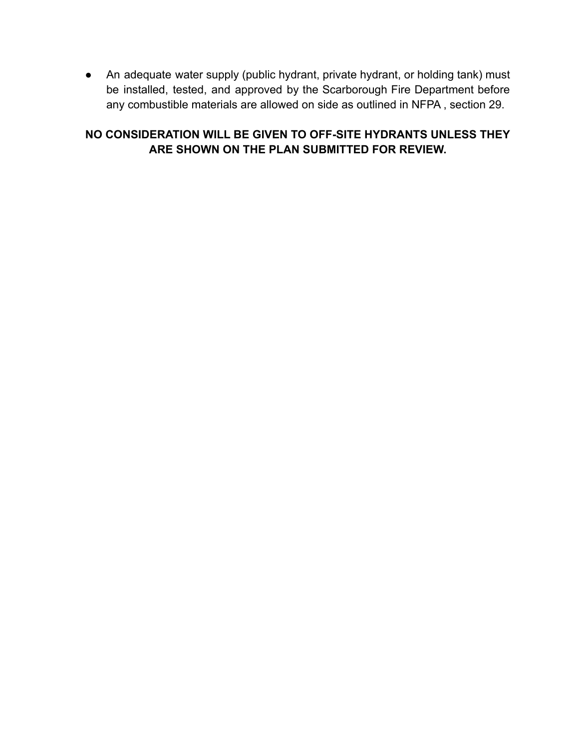- An adequate water supply (public hydrant, private hydrant, or holding tank) must be installed, tested, and approved by the Scarborough Fire Department before any combustible materials are allowed on side as outlined in NFPA , section 29.

**NO CONSIDERATION WILL BE GIVEN TO OFF-SITE HYDRANTS UNLESS THEY ARE SHOWN ON THE PLAN SUBMITTED FOR REVIEW.**